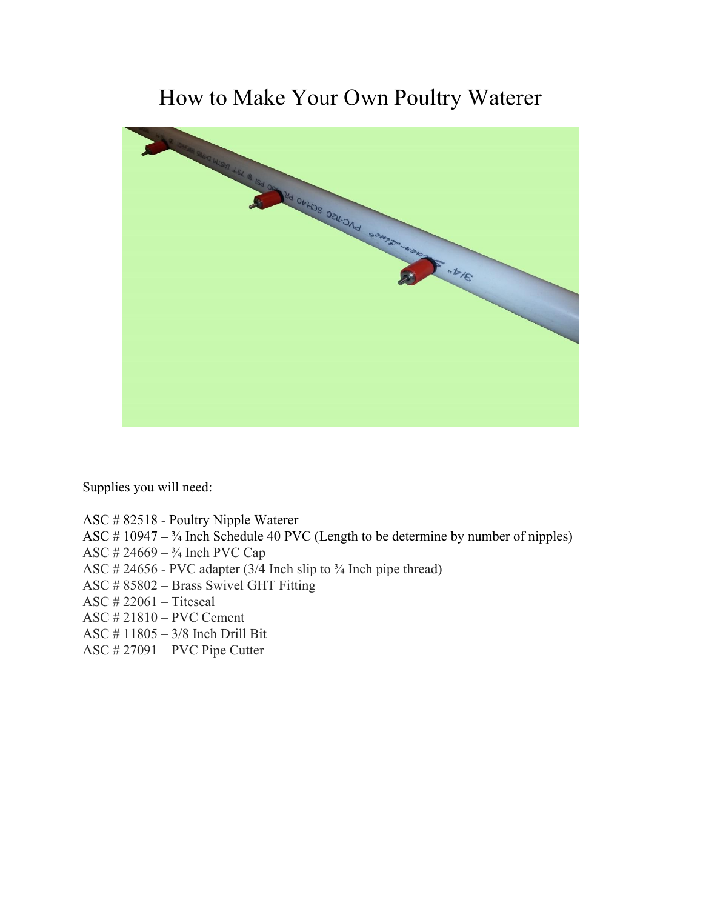# How to Make Your Own Poultry Waterer

Supplies you will need:

ASC # 82518 - Poultry Nipple Waterer
ASC # 10947 – ¾ Inch Schedule 40 PVC (Length to be determine by number of nipples)
ASC # 24669 – ¾ Inch PVC Cap
ASC # 24656 - PVC adapter (3/4 Inch slip to ¾ Inch pipe thread)
ASC # 85802 – Brass Swivel GHT Fitting
ASC # 22061 – Titeseal
ASC # 21810 – PVC Cement
ASC # 11805 – 3/8 Inch Drill Bit
ASC # 27091 – PVC Pipe Cutter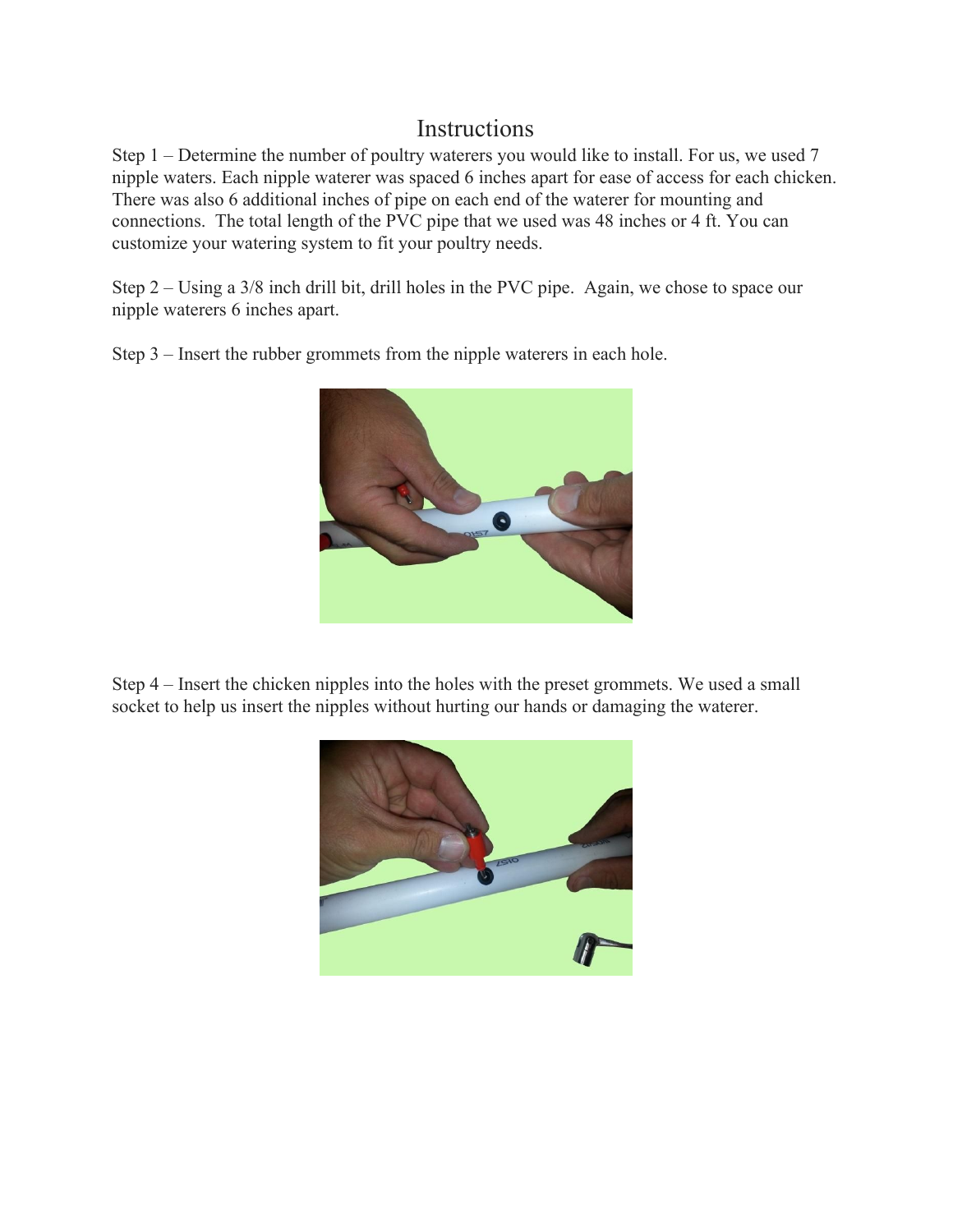# Instructions

Step 1 – Determine the number of poultry waterers you would like to install. For us, we used 7 nipple waters. Each nipple waterer was spaced 6 inches apart for ease of access for each chicken. There was also 6 additional inches of pipe on each end of the waterer for mounting and connections. The total length of the PVC pipe that we used was 48 inches or 4 ft. You can customize your watering system to fit your poultry needs.

Step 2 – Using a 3/8 inch drill bit, drill holes in the PVC pipe. Again, we chose to space our nipple waterers 6 inches apart.

Step 3 – Insert the rubber grommets from the nipple waterers in each hole.

Step 4 – Insert the chicken nipples into the holes with the preset grommets. We used a small socket to help us insert the nipples without hurting our hands or damaging the waterer.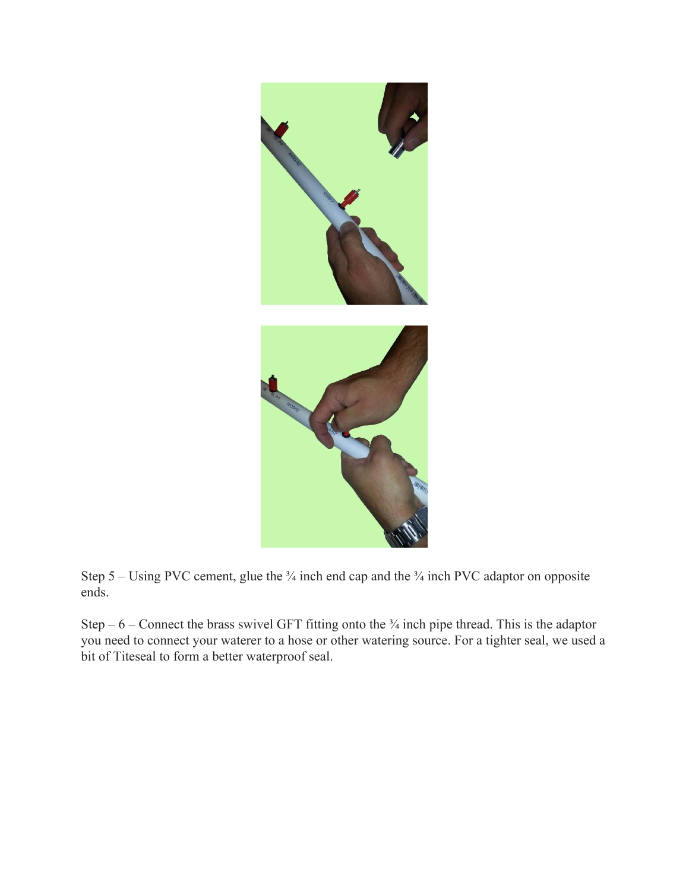Step 5 – Using PVC cement, glue the ¾ inch end cap and the ¾ inch PVC adaptor on opposite ends.

Step – 6 – Connect the brass swivel GFT fitting onto the ¾ inch pipe thread. This is the adaptor you need to connect your waterer to a hose or other watering source. For a tighter seal, we used a bit of Titeseal to form a better waterproof seal.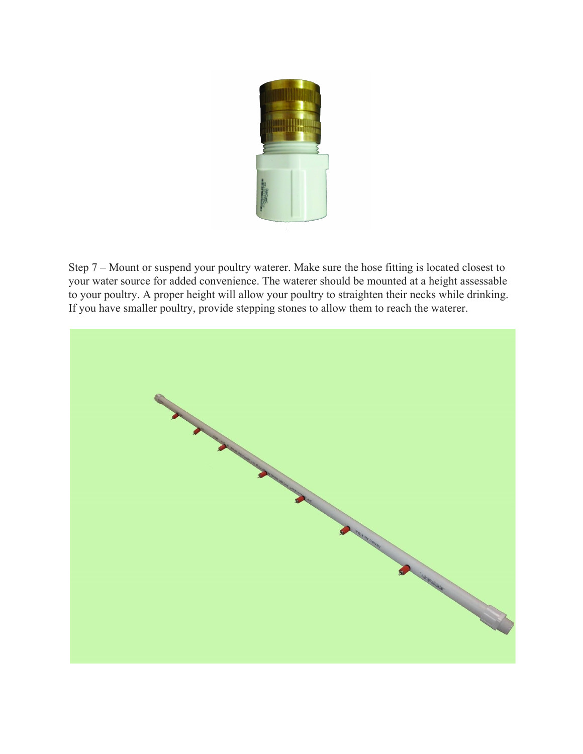Step 7 – Mount or suspend your poultry waterer. Make sure the hose fitting is located closest to your water source for added convenience. The waterer should be mounted at a height assessable to your poultry. A proper height will allow your poultry to straighten their necks while drinking. If you have smaller poultry, provide stepping stones to allow them to reach the waterer.